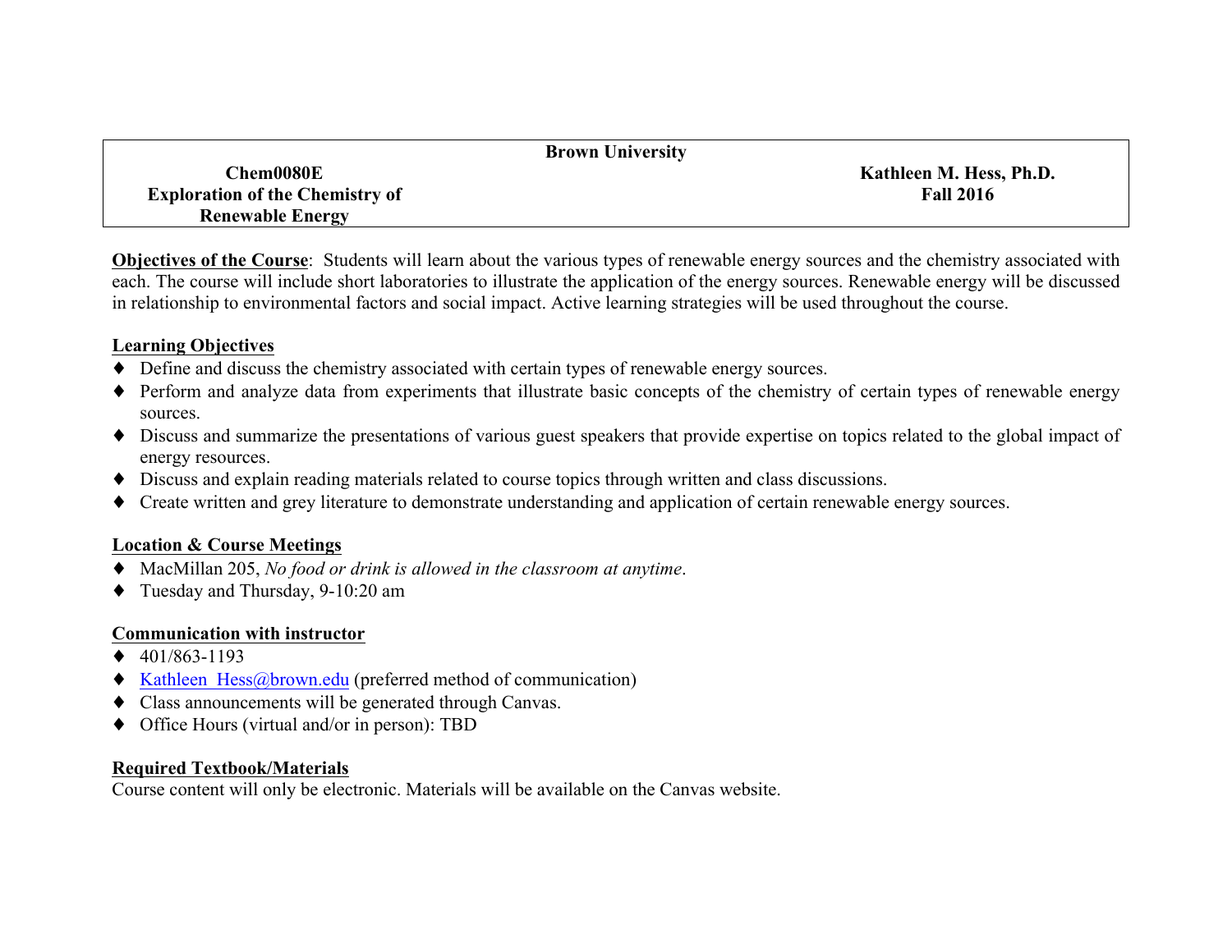| Brown University | |
|---|---|
| **Chem0080E**<br>**Exploration of the Chemistry of Renewable Energy** | **Kathleen M. Hess, Ph.D.**<br>**Fall 2016** |

**Objectives of the Course**: Students will learn about the various types of renewable energy sources and the chemistry associated with each. The course will include short laboratories to illustrate the application of the energy sources. Renewable energy will be discussed in relationship to environmental factors and social impact. Active learning strategies will be used throughout the course.

## Learning Objectives

- Define and discuss the chemistry associated with certain types of renewable energy sources.
- Perform and analyze data from experiments that illustrate basic concepts of the chemistry of certain types of renewable energy sources.
- Discuss and summarize the presentations of various guest speakers that provide expertise on topics related to the global impact of energy resources.
- Discuss and explain reading materials related to course topics through written and class discussions.
- Create written and grey literature to demonstrate understanding and application of certain renewable energy sources.

## Location & Course Meetings

- MacMillan 205, *No food or drink is allowed in the classroom at anytime*.
- Tuesday and Thursday, 9-10:20 am

## Communication with instructor

- 401/863-1193
- Kathleen_Hess@brown.edu (preferred method of communication)
- Class announcements will be generated through Canvas.
- Office Hours (virtual and/or in person): TBD

## Required Textbook/Materials

Course content will only be electronic. Materials will be available on the Canvas website.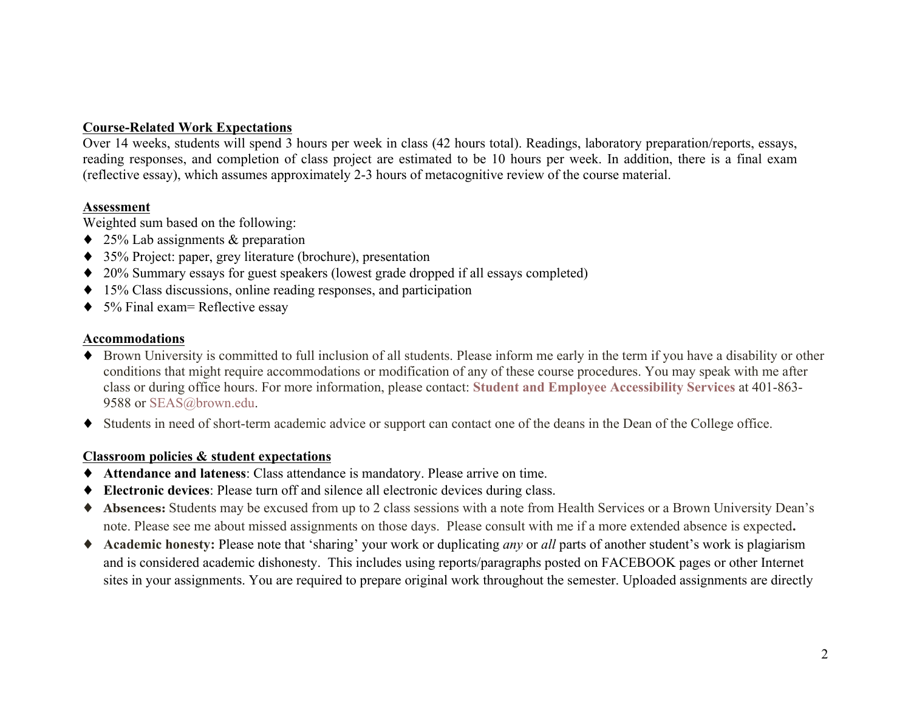**Course-Related Work Expectations**

Over 14 weeks, students will spend 3 hours per week in class (42 hours total). Readings, laboratory preparation/reports, essays, reading responses, and completion of class project are estimated to be 10 hours per week. In addition, there is a final exam (reflective essay), which assumes approximately 2-3 hours of metacognitive review of the course material.

**Assessment**

Weighted sum based on the following:

- 25% Lab assignments & preparation
- 35% Project: paper, grey literature (brochure), presentation
- 20% Summary essays for guest speakers (lowest grade dropped if all essays completed)
- 15% Class discussions, online reading responses, and participation
- 5% Final exam= Reflective essay

**Accommodations**

- Brown University is committed to full inclusion of all students. Please inform me early in the term if you have a disability or other conditions that might require accommodations or modification of any of these course procedures. You may speak with me after class or during office hours. For more information, please contact: **Student and Employee Accessibility Services** at 401-863-9588 or SEAS@brown.edu.
- Students in need of short-term academic advice or support can contact one of the deans in the Dean of the College office.

**Classroom policies & student expectations**

- **Attendance and lateness**: Class attendance is mandatory. Please arrive on time.
- **Electronic devices**: Please turn off and silence all electronic devices during class.
- **Absences:** Students may be excused from up to 2 class sessions with a note from Health Services or a Brown University Dean's note. Please see me about missed assignments on those days. Please consult with me if a more extended absence is expected**.**
- **Academic honesty:** Please note that 'sharing' your work or duplicating *any* or *all* parts of another student's work is plagiarism and is considered academic dishonesty. This includes using reports/paragraphs posted on FACEBOOK pages or other Internet sites in your assignments. You are required to prepare original work throughout the semester. Uploaded assignments are directly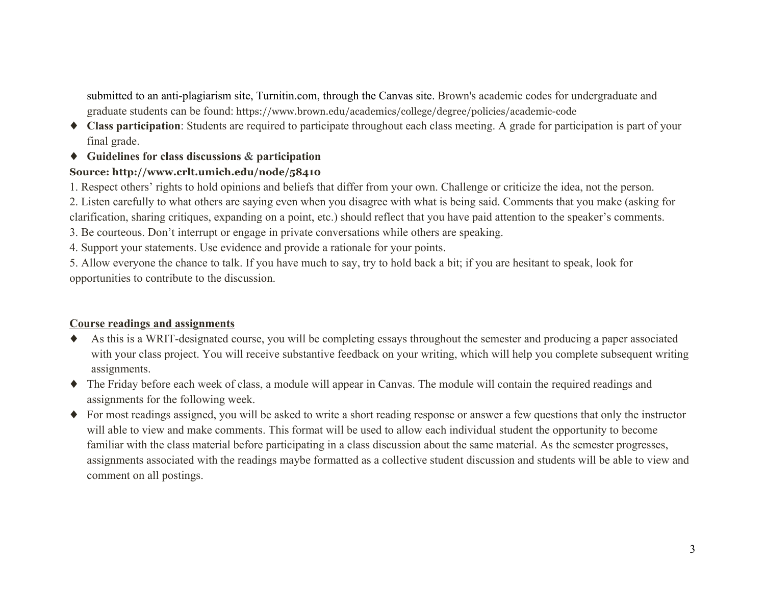submitted to an anti-plagiarism site, Turnitin.com, through the Canvas site. Brown's academic codes for undergraduate and graduate students can be found: https://www.brown.edu/academics/college/degree/policies/academic-code

- **Class participation**: Students are required to participate throughout each class meeting. A grade for participation is part of your final grade.
- **Guidelines for class discussions & participation**

**Source: http://www.crlt.umich.edu/node/58410**

1. Respect others' rights to hold opinions and beliefs that differ from your own. Challenge or criticize the idea, not the person.
2. Listen carefully to what others are saying even when you disagree with what is being said. Comments that you make (asking for clarification, sharing critiques, expanding on a point, etc.) should reflect that you have paid attention to the speaker's comments.
3. Be courteous. Don't interrupt or engage in private conversations while others are speaking.
4. Support your statements. Use evidence and provide a rationale for your points.
5. Allow everyone the chance to talk. If you have much to say, try to hold back a bit; if you are hesitant to speak, look for opportunities to contribute to the discussion.

## Course readings and assignments

- As this is a WRIT-designated course, you will be completing essays throughout the semester and producing a paper associated with your class project. You will receive substantive feedback on your writing, which will help you complete subsequent writing assignments.
- The Friday before each week of class, a module will appear in Canvas. The module will contain the required readings and assignments for the following week.
- For most readings assigned, you will be asked to write a short reading response or answer a few questions that only the instructor will able to view and make comments. This format will be used to allow each individual student the opportunity to become familiar with the class material before participating in a class discussion about the same material. As the semester progresses, assignments associated with the readings maybe formatted as a collective student discussion and students will be able to view and comment on all postings.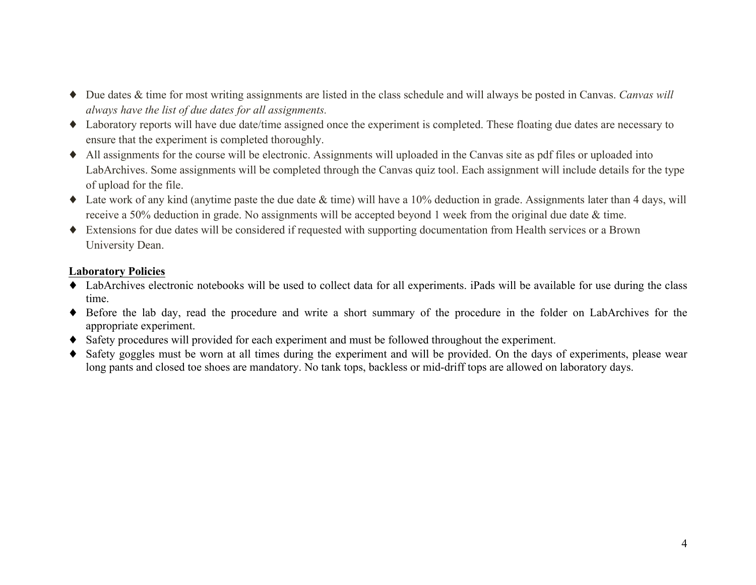- Due dates & time for most writing assignments are listed in the class schedule and will always be posted in Canvas. *Canvas will always have the list of due dates for all assignments.*
- Laboratory reports will have due date/time assigned once the experiment is completed. These floating due dates are necessary to ensure that the experiment is completed thoroughly.
- All assignments for the course will be electronic. Assignments will uploaded in the Canvas site as pdf files or uploaded into LabArchives. Some assignments will be completed through the Canvas quiz tool. Each assignment will include details for the type of upload for the file.
- Late work of any kind (anytime paste the due date & time) will have a 10% deduction in grade. Assignments later than 4 days, will receive a 50% deduction in grade. No assignments will be accepted beyond 1 week from the original due date & time.
- Extensions for due dates will be considered if requested with supporting documentation from Health services or a Brown University Dean.

**Laboratory Policies**

- LabArchives electronic notebooks will be used to collect data for all experiments. iPads will be available for use during the class time.
- Before the lab day, read the procedure and write a short summary of the procedure in the folder on LabArchives for the appropriate experiment.
- Safety procedures will provided for each experiment and must be followed throughout the experiment.
- Safety goggles must be worn at all times during the experiment and will be provided. On the days of experiments, please wear long pants and closed toe shoes are mandatory. No tank tops, backless or mid-driff tops are allowed on laboratory days.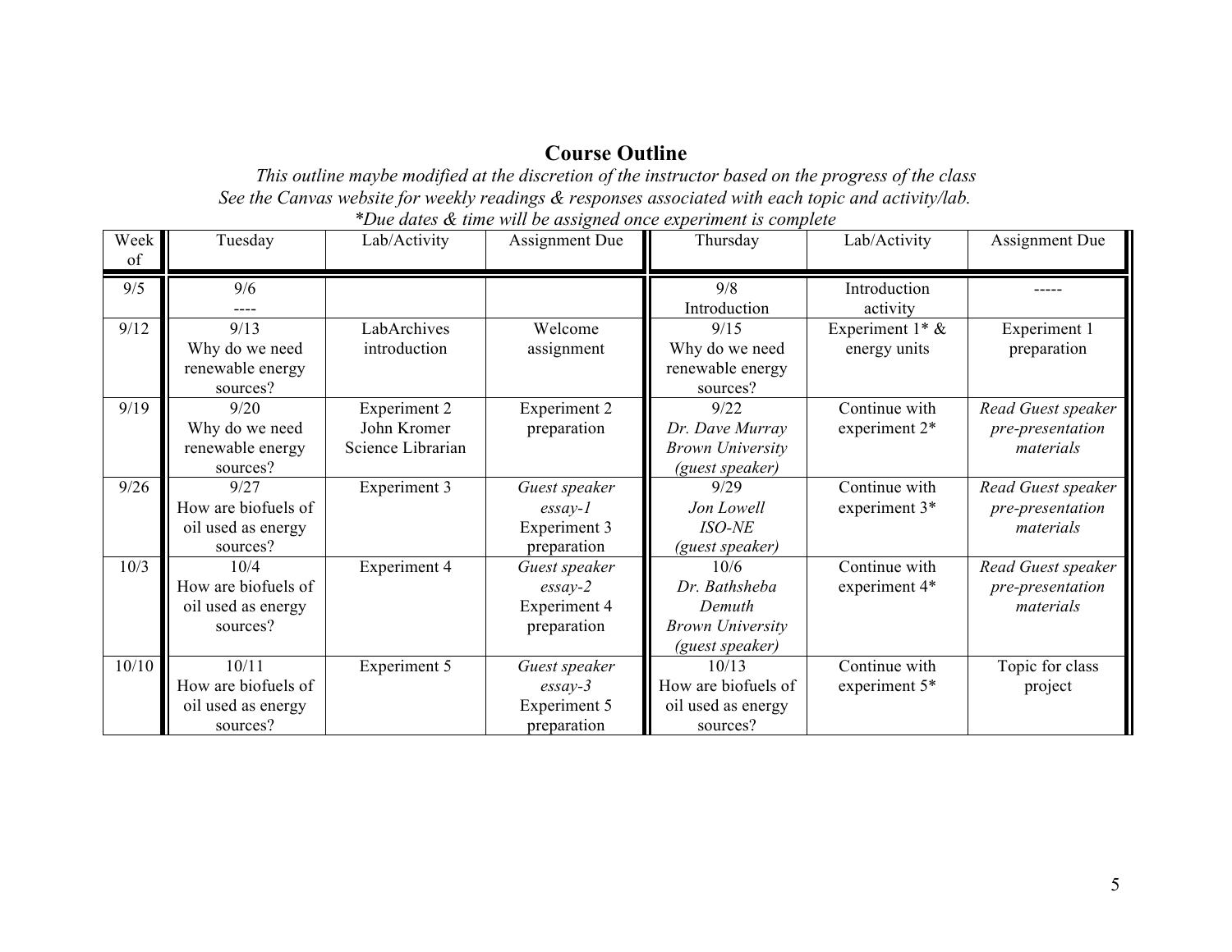# Course Outline

*This outline maybe modified at the discretion of the instructor based on the progress of the class*
*See the Canvas website for weekly readings & responses associated with each topic and activity/lab.*
*\*Due dates & time will be assigned once experiment is complete*

| Week of | Tuesday | Lab/Activity | Assignment Due | Thursday | Lab/Activity | Assignment Due |
|---|---|---|---|---|---|---|
| 9/5 | 9/6 ---- | | | 9/8 Introduction | Introduction activity | ----- |
| 9/12 | 9/13 Why do we need renewable energy sources? | LabArchives introduction | Welcome assignment | 9/15 Why do we need renewable energy sources? | Experiment 1* & energy units | Experiment 1 preparation |
| 9/19 | 9/20 Why do we need renewable energy sources? | Experiment 2 John Kromer Science Librarian | Experiment 2 preparation | 9/22 *Dr. Dave Murray Brown University (guest speaker)* | Continue with experiment 2* | *Read Guest speaker pre-presentation materials* |
| 9/26 | 9/27 How are biofuels of oil used as energy sources? | Experiment 3 | *Guest speaker essay-1* Experiment 3 preparation | 9/29 *Jon Lowell ISO-NE (guest speaker)* | Continue with experiment 3* | *Read Guest speaker pre-presentation materials* |
| 10/3 | 10/4 How are biofuels of oil used as energy sources? | Experiment 4 | *Guest speaker essay-2* Experiment 4 preparation | 10/6 *Dr. Bathsheba Demuth Brown University (guest speaker)* | Continue with experiment 4* | *Read Guest speaker pre-presentation materials* |
| 10/10 | 10/11 How are biofuels of oil used as energy sources? | Experiment 5 | *Guest speaker essay-3* Experiment 5 preparation | 10/13 How are biofuels of oil used as energy sources? | Continue with experiment 5* | Topic for class project |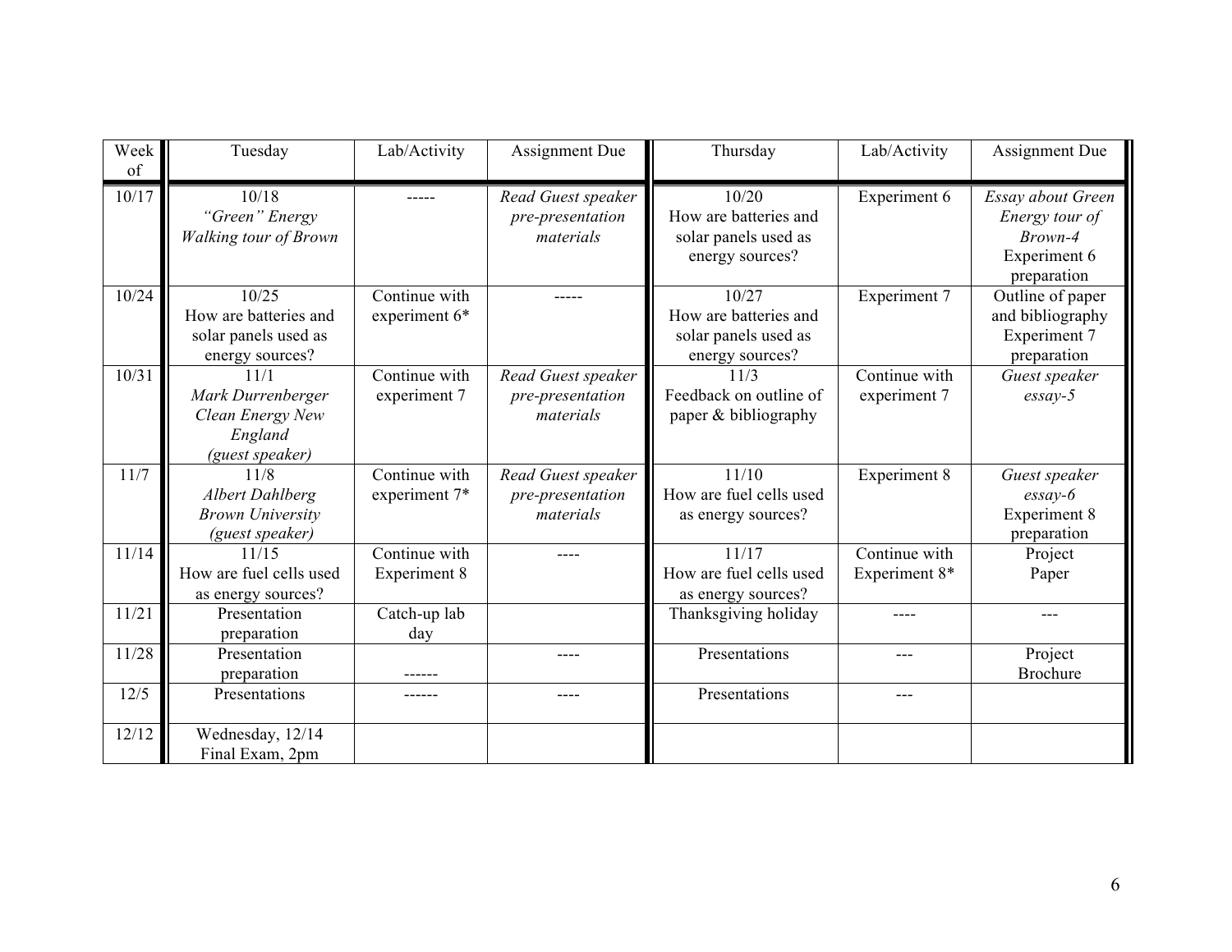| Week of | Tuesday | Lab/Activity | Assignment Due | Thursday | Lab/Activity | Assignment Due |
|---|---|---|---|---|---|---|
| 10/17 | 10/18 *"Green" Energy Walking tour of Brown* | ----- | *Read Guest speaker pre-presentation materials* | 10/20 How are batteries and solar panels used as energy sources? | Experiment 6 | *Essay about Green Energy tour of Brown-4* Experiment 6 preparation |
| 10/24 | 10/25 How are batteries and solar panels used as energy sources? | Continue with experiment 6* | ----- | 10/27 How are batteries and solar panels used as energy sources? | Experiment 7 | Outline of paper and bibliography Experiment 7 preparation |
| 10/31 | 11/1 *Mark Durrenberger Clean Energy New England (guest speaker)* | Continue with experiment 7 | *Read Guest speaker pre-presentation materials* | 11/3 Feedback on outline of paper & bibliography | Continue with experiment 7 | *Guest speaker essay-5* |
| 11/7 | 11/8 *Albert Dahlberg Brown University (guest speaker)* | Continue with experiment 7* | *Read Guest speaker pre-presentation materials* | 11/10 How are fuel cells used as energy sources? | Experiment 8 | *Guest speaker essay-6* Experiment 8 preparation |
| 11/14 | 11/15 How are fuel cells used as energy sources? | Continue with Experiment 8 | ---- | 11/17 How are fuel cells used as energy sources? | Continue with Experiment 8* | Project Paper |
| 11/21 | Presentation preparation | Catch-up lab day | | Thanksgiving holiday | ---- | --- |
| 11/28 | Presentation preparation | ------ | ---- | Presentations | --- | Project Brochure |
| 12/5 | Presentations | ------ | ---- | Presentations | --- | |
| 12/12 | Wednesday, 12/14 Final Exam, 2pm | | | | | |